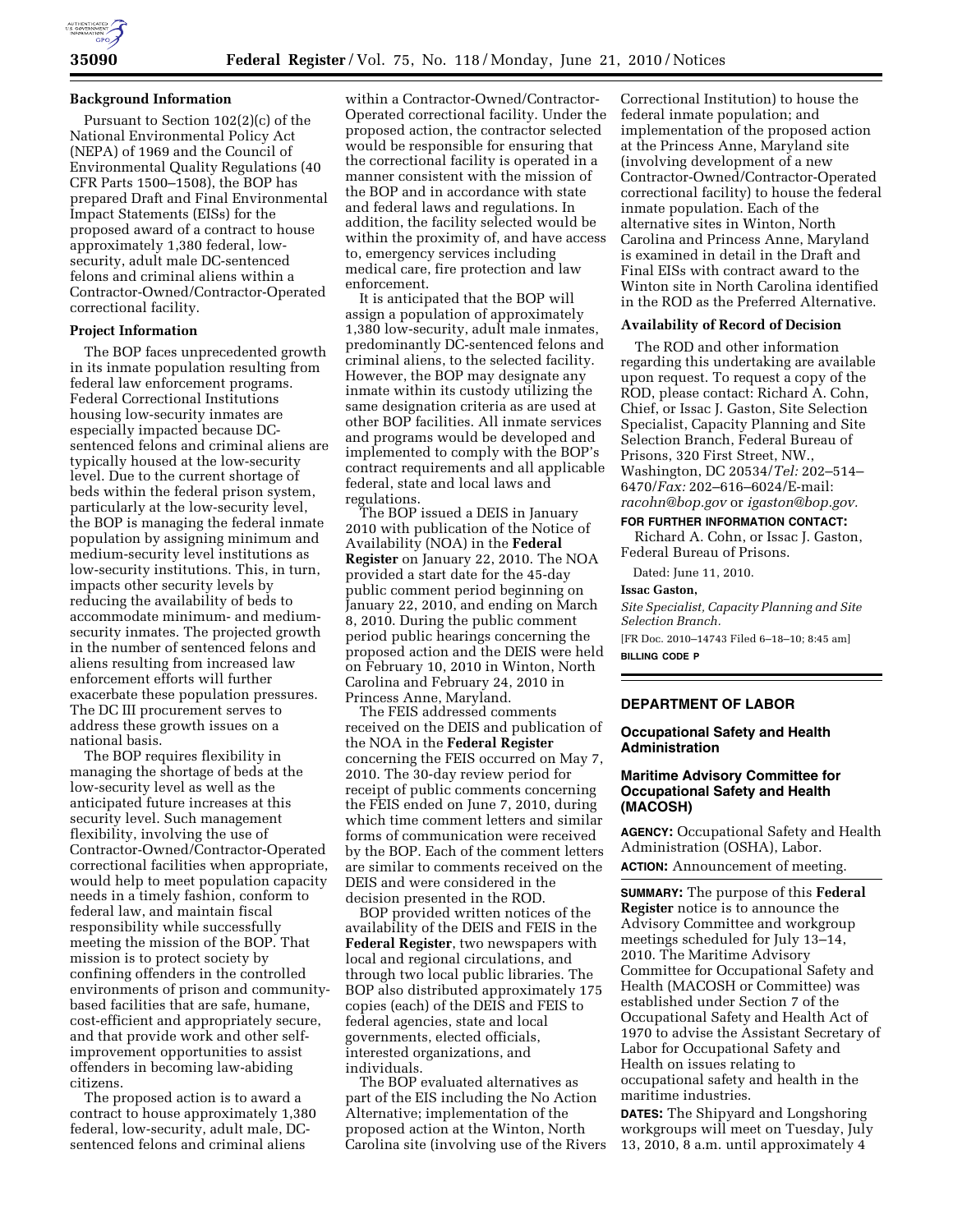**Background Information**

Pursuant to Section 102(2)(c) of the National Environmental Policy Act (NEPA) of 1969 and the Council of Environmental Quality Regulations (40 CFR Parts 1500–1508), the BOP has prepared Draft and Final Environmental Impact Statements (EISs) for the proposed award of a contract to house approximately 1,380 federal, low-security, adult male DC-sentenced felons and criminal aliens within a Contractor-Owned/Contractor-Operated correctional facility.

**Project Information**

The BOP faces unprecedented growth in its inmate population resulting from federal law enforcement programs. Federal Correctional Institutions housing low-security inmates are especially impacted because DC-sentenced felons and criminal aliens are typically housed at the low-security level. Due to the current shortage of beds within the federal prison system, particularly at the low-security level, the BOP is managing the federal inmate population by assigning minimum and medium-security level institutions as low-security institutions. This, in turn, impacts other security levels by reducing the availability of beds to accommodate minimum- and medium-security inmates. The projected growth in the number of sentenced felons and aliens resulting from increased law enforcement efforts will further exacerbate these population pressures. The DC III procurement serves to address these growth issues on a national basis.

The BOP requires flexibility in managing the shortage of beds at the low-security level as well as the anticipated future increases at this security level. Such management flexibility, involving the use of Contractor-Owned/Contractor-Operated correctional facilities when appropriate, would help to meet population capacity needs in a timely fashion, conform to federal law, and maintain fiscal responsibility while successfully meeting the mission of the BOP. That mission is to protect society by confining offenders in the controlled environments of prison and community-based facilities that are safe, humane, cost-efficient and appropriately secure, and that provide work and other self-improvement opportunities to assist offenders in becoming law-abiding citizens.

The proposed action is to award a contract to house approximately 1,380 federal, low-security, adult male, DC-sentenced felons and criminal aliens within a Contractor-Owned/Contractor-Operated correctional facility. Under the proposed action, the contractor selected would be responsible for ensuring that the correctional facility is operated in a manner consistent with the mission of the BOP and in accordance with state and federal laws and regulations. In addition, the facility selected would be within the proximity of, and have access to, emergency services including medical care, fire protection and law enforcement.

It is anticipated that the BOP will assign a population of approximately 1,380 low-security, adult male inmates, predominantly DC-sentenced felons and criminal aliens, to the selected facility. However, the BOP may designate any inmate within its custody utilizing the same designation criteria as are used at other BOP facilities. All inmate services and programs would be developed and implemented to comply with the BOP's contract requirements and all applicable federal, state and local laws and regulations.

The BOP issued a DEIS in January 2010 with publication of the Notice of Availability (NOA) in the **Federal Register** on January 22, 2010. The NOA provided a start date for the 45-day public comment period beginning on January 22, 2010, and ending on March 8, 2010. During the public comment period public hearings concerning the proposed action and the DEIS were held on February 10, 2010 in Winton, North Carolina and February 24, 2010 in Princess Anne, Maryland.

The FEIS addressed comments received on the DEIS and publication of the NOA in the **Federal Register** concerning the FEIS occurred on May 7, 2010. The 30-day review period for receipt of public comments concerning the FEIS ended on June 7, 2010, during which time comment letters and similar forms of communication were received by the BOP. Each of the comment letters are similar to comments received on the DEIS and were considered in the decision presented in the ROD.

BOP provided written notices of the availability of the DEIS and FEIS in the **Federal Register**, two newspapers with local and regional circulations, and through two local public libraries. The BOP also distributed approximately 175 copies (each) of the DEIS and FEIS to federal agencies, state and local governments, elected officials, interested organizations, and individuals.

The BOP evaluated alternatives as part of the EIS including the No Action Alternative; implementation of the proposed action at the Winton, North Carolina site (involving use of the Rivers Correctional Institution) to house the federal inmate population; and implementation of the proposed action at the Princess Anne, Maryland site (involving development of a new Contractor-Owned/Contractor-Operated correctional facility) to house the federal inmate population. Each of the alternative sites in Winton, North Carolina and Princess Anne, Maryland is examined in detail in the Draft and Final EISs with contract award to the Winton site in North Carolina identified in the ROD as the Preferred Alternative.

**Availability of Record of Decision**

The ROD and other information regarding this undertaking are available upon request. To request a copy of the ROD, please contact: Richard A. Cohn, Chief, or Issac J. Gaston, Site Selection Specialist, Capacity Planning and Site Selection Branch, Federal Bureau of Prisons, 320 First Street, NW., Washington, DC 20534/*Tel:* 202–514–6470/*Fax:* 202–616–6024/E-mail: *racohn@bop.gov* or *igaston@bop.gov.*

**FOR FURTHER INFORMATION CONTACT:**

Richard A. Cohn, or Issac J. Gaston, Federal Bureau of Prisons.

Dated: June 11, 2010.

**Issac Gaston,**

*Site Specialist, Capacity Planning and Site Selection Branch.*

[FR Doc. 2010–14743 Filed 6–18–10; 8:45 am]

**BILLING CODE P**

## DEPARTMENT OF LABOR

### Occupational Safety and Health Administration

### Maritime Advisory Committee for Occupational Safety and Health (MACOSH)

**AGENCY:** Occupational Safety and Health Administration (OSHA), Labor.

**ACTION:** Announcement of meeting.

**SUMMARY:** The purpose of this **Federal Register** notice is to announce the Advisory Committee and workgroup meetings scheduled for July 13–14, 2010. The Maritime Advisory Committee for Occupational Safety and Health (MACOSH or Committee) was established under Section 7 of the Occupational Safety and Health Act of 1970 to advise the Assistant Secretary of Labor for Occupational Safety and Health on issues relating to occupational safety and health in the maritime industries.

**DATES:** The Shipyard and Longshoring workgroups will meet on Tuesday, July 13, 2010, 8 a.m. until approximately 4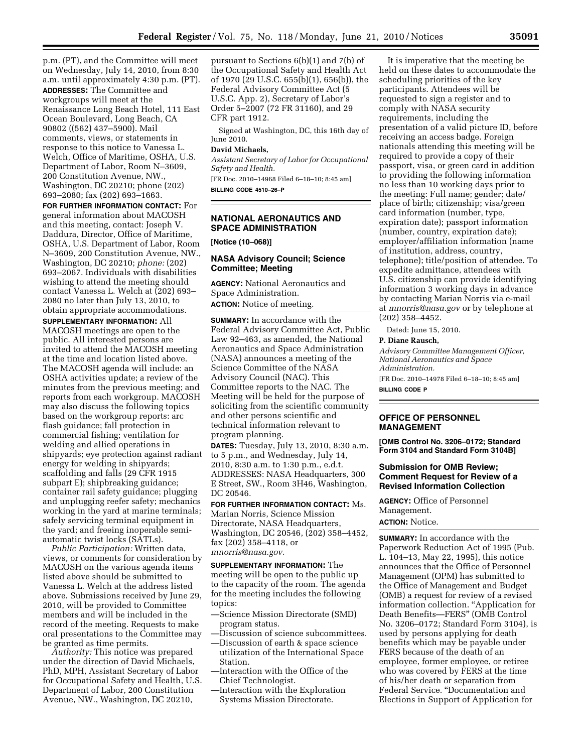p.m. (PT), and the Committee will meet on Wednesday, July 14, 2010, from 8:30 a.m. until approximately 4:30 p.m. (PT).

**ADDRESSES:** The Committee and workgroups will meet at the Renaissance Long Beach Hotel, 111 East Ocean Boulevard, Long Beach, CA 90802 ((562) 437–5900). Mail comments, views, or statements in response to this notice to Vanessa L. Welch, Office of Maritime, OSHA, U.S. Department of Labor, Room N–3609, 200 Constitution Avenue, NW., Washington, DC 20210; phone (202) 693–2080; fax (202) 693–1663.

**FOR FURTHER INFORMATION CONTACT:** For general information about MACOSH and this meeting, contact: Joseph V. Daddura, Director, Office of Maritime, OSHA, U.S. Department of Labor, Room N–3609, 200 Constitution Avenue, NW., Washington, DC 20210; *phone:* (202) 693–2067. Individuals with disabilities wishing to attend the meeting should contact Vanessa L. Welch at (202) 693–2080 no later than July 13, 2010, to obtain appropriate accommodations.

**SUPPLEMENTARY INFORMATION:** All MACOSH meetings are open to the public. All interested persons are invited to attend the MACOSH meeting at the time and location listed above. The MACOSH agenda will include: an OSHA activities update; a review of the minutes from the previous meeting; and reports from each workgroup. MACOSH may also discuss the following topics based on the workgroup reports: arc flash guidance; fall protection in commercial fishing; ventilation for welding and allied operations in shipyards; eye protection against radiant energy for welding in shipyards; scaffolding and falls (29 CFR 1915 subpart E); shipbreaking guidance; container rail safety guidance; plugging and unplugging reefer safety; mechanics working in the yard at marine terminals; safely servicing terminal equipment in the yard; and freeing inoperable semi-automatic twist locks (SATLs).

*Public Participation:* Written data, views, or comments for consideration by MACOSH on the various agenda items listed above should be submitted to Vanessa L. Welch at the address listed above. Submissions received by June 29, 2010, will be provided to Committee members and will be included in the record of the meeting. Requests to make oral presentations to the Committee may be granted as time permits.

*Authority:* This notice was prepared under the direction of David Michaels, PhD, MPH, Assistant Secretary of Labor for Occupational Safety and Health, U.S. Department of Labor, 200 Constitution Avenue, NW., Washington, DC 20210, pursuant to Sections 6(b)(1) and 7(b) of the Occupational Safety and Health Act of 1970 (29 U.S.C. 655(b)(1), 656(b)), the Federal Advisory Committee Act (5 U.S.C. App. 2), Secretary of Labor's Order 5–2007 (72 FR 31160), and 29 CFR part 1912.

Signed at Washington, DC, this 16th day of June 2010.

**David Michaels,**

*Assistant Secretary of Labor for Occupational Safety and Health.*

[FR Doc. 2010–14968 Filed 6–18–10; 8:45 am]

**BILLING CODE 4510–26–P**

## NATIONAL AERONAUTICS AND SPACE ADMINISTRATION

**[Notice (10–068)]**

### NASA Advisory Council; Science Committee; Meeting

**AGENCY:** National Aeronautics and Space Administration.

**ACTION:** Notice of meeting.

**SUMMARY:** In accordance with the Federal Advisory Committee Act, Public Law 92–463, as amended, the National Aeronautics and Space Administration (NASA) announces a meeting of the Science Committee of the NASA Advisory Council (NAC). This Committee reports to the NAC. The Meeting will be held for the purpose of soliciting from the scientific community and other persons scientific and technical information relevant to program planning.

**DATES:** Tuesday, July 13, 2010, 8:30 a.m. to 5 p.m., and Wednesday, July 14, 2010, 8:30 a.m. to 1:30 p.m., e.d.t. ADDRESSES: NASA Headquarters, 300 E Street, SW., Room 3H46, Washington, DC 20546.

**FOR FURTHER INFORMATION CONTACT:** Ms. Marian Norris, Science Mission Directorate, NASA Headquarters, Washington, DC 20546, (202) 358–4452, fax (202) 358–4118, or *mnorris@nasa.gov.*

**SUPPLEMENTARY INFORMATION:** The meeting will be open to the public up to the capacity of the room. The agenda for the meeting includes the following topics:

—Science Mission Directorate (SMD) program status.
—Discussion of science subcommittees.
—Discussion of earth & space science utilization of the International Space Station.
—Interaction with the Office of the Chief Technologist.
—Interaction with the Exploration Systems Mission Directorate.

It is imperative that the meeting be held on these dates to accommodate the scheduling priorities of the key participants. Attendees will be requested to sign a register and to comply with NASA security requirements, including the presentation of a valid picture ID, before receiving an access badge. Foreign nationals attending this meeting will be required to provide a copy of their passport, visa, or green card in addition to providing the following information no less than 10 working days prior to the meeting: Full name; gender; date/place of birth; citizenship; visa/green card information (number, type, expiration date); passport information (number, country, expiration date); employer/affiliation information (name of institution, address, country, telephone); title/position of attendee. To expedite admittance, attendees with U.S. citizenship can provide identifying information 3 working days in advance by contacting Marian Norris via e-mail at *mnorris@nasa.gov* or by telephone at (202) 358–4452.

Dated: June 15, 2010.

**P. Diane Rausch,**

*Advisory Committee Management Officer, National Aeronautics and Space Administration.*

[FR Doc. 2010–14978 Filed 6–18–10; 8:45 am]

**BILLING CODE P**

## OFFICE OF PERSONNEL MANAGEMENT

**[OMB Control No. 3206–0172; Standard Form 3104 and Standard Form 3104B]**

### Submission for OMB Review; Comment Request for Review of a Revised Information Collection

**AGENCY:** Office of Personnel Management.

**ACTION:** Notice.

**SUMMARY:** In accordance with the Paperwork Reduction Act of 1995 (Pub. L. 104–13, May 22, 1995), this notice announces that the Office of Personnel Management (OPM) has submitted to the Office of Management and Budget (OMB) a request for review of a revised information collection. "Application for Death Benefits—FERS" (OMB Control No. 3206–0172; Standard Form 3104), is used by persons applying for death benefits which may be payable under FERS because of the death of an employee, former employee, or retiree who was covered by FERS at the time of his/her death or separation from Federal Service. "Documentation and Elections in Support of Application for